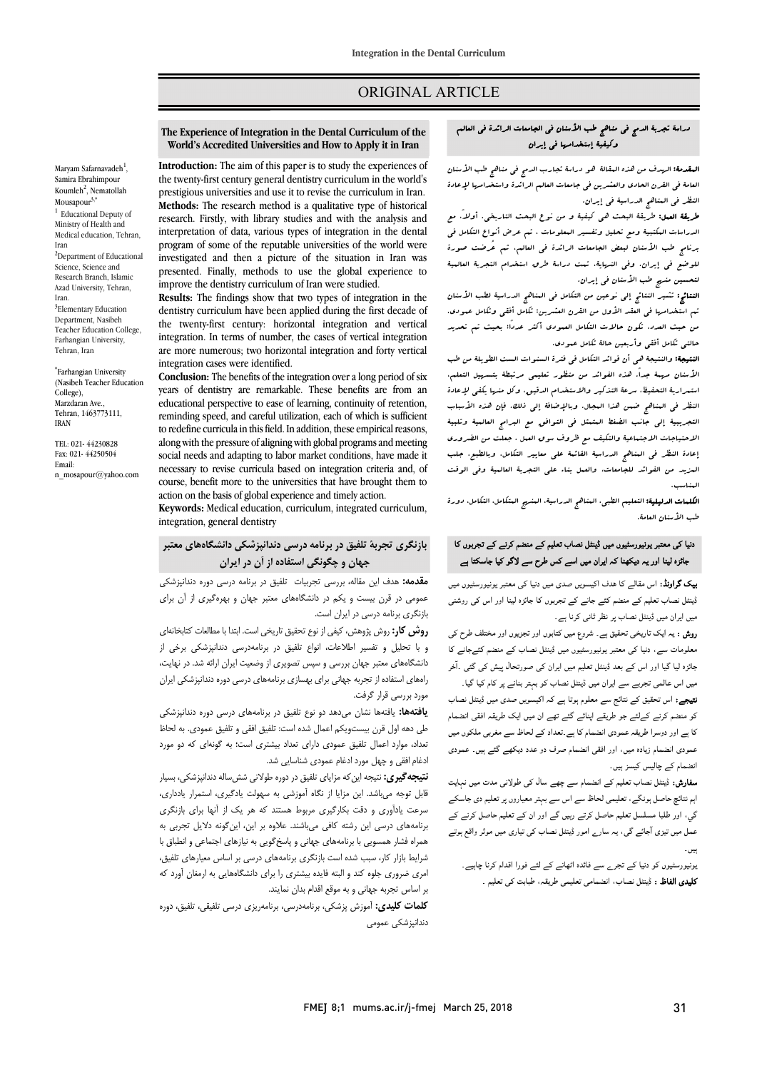# ORIGINAL ARTICLE

## The Experience of Integration in the Dental Curriculum of the World's Accredited Universities and How to Apply it in Iran

Maryam Safarnavadeh[1], Samira Ebrahimpour Koumleh[2], Nematollah Mousapour[3,*]

[1] Educational Deputy of Ministry of Health and Medical education, Tehran, Iran

[2]Department of Educational Science, Science and Research Branch, Islamic Azad University, Tehran, Iran.

[3]Elementary Education Department, Nasibeh Teacher Education College, Farhangian University, Tehran, Iran

[*]Farhangian University (Nasibeh Teacher Education College), Marzdaran Ave., Tehran, 1463773111, IRAN

TEL: 021- 44230828
Fax: 021- 44250504
Email: n_mousapour@yahoo.com

**Introduction:** The aim of this paper is to study the experiences of the twenty-first century general dentistry curriculum in the world's prestigious universities and use it to revise the curriculum in Iran.

**Methods:** The research method is a qualitative type of historical research. Firstly, with library studies and with the analysis and interpretation of data, various types of integration in the dental program of some of the reputable universities of the world were investigated and then a picture of the situation in Iran was presented. Finally, methods to use the global experience to improve the dentistry curriculum of Iran were studied.

**Results:** The findings show that two types of integration in the dentistry curriculum have been applied during the first decade of the twenty-first century: horizontal integration and vertical integration. In terms of number, the cases of vertical integration are more numerous; two horizontal integration and forty vertical integration cases were identified.

**Conclusion:** The benefits of the integration over a long period of six years of dentistry are remarkable. These benefits are from an educational perspective to ease of learning, continuity of retention, reminding speed, and careful utilization, each of which is sufficient to redefine curricula in this field. In addition, these empirical reasons, along with the pressure of aligning with global programs and meeting social needs and adapting to labor market conditions, have made it necessary to revise curricula based on integration criteria and, of course, benefit more to the universities that have brought them to action on the basis of global experience and timely action.

**Keywords:** Medical education, curriculum, integrated curriculum, integration, general dentistry

## دراسة تجربة الدمج في مناهج طب الأسنان في الجامعات الرائدة في العالم وكيفية إستخدامها في إيران

**المقدمة:** الهدف من هذه المقالة هو دراسة تجارب الدمج في مناهج طب الأسنان العامة في القرن الحادي والعشرين في جامعات العالم الرائدة واستخدامها لإعادة النظر في المناهج الدراسية في إيران.

**طريقة العمل:** طريقة البحث هي كيفية و من نوع البحث التاريخي. أولاً، مع الدراسات المكتبية ومع تحليل وتفسير المعلومات ، تم عرض أنواع التكامل في برنامج طب الأسنان لبعض الجامعات الرائدة في العالم. ثم عُرضت صورة للوضع في إيران. وفي النهاية، تمت دراسة طرق استخدام التجربة العالمية لتحسين منهج طب الأسنان في إيران.

**النتائج:** تشير النتائج إلى نوعين من التكامل في المناهج الدراسية لطب الأسنان تم استخدامها في العقد الأول من القرن العشرين: تكامل أفقي وتكامل عمودي. من حيث العدد، تكون حالات التكامل العمودي أكثر عدداً؛ بحيث تم تحديد حالتي تكامل أفقي وأربعين حالة تكامل عمودي.

**النتيجة:** والنتيجة هي أن فوائد التكامل في فترة السنوات الست الطويلة من طب الأسنان مهمة جداً. هذه الفوائد من منظور تعليمي مرتبطة بتسهيل التعلم، استمرارية التحفيظ، سرعة التذكير والاستخدام الدقيق، وكل منها يكفي لإعادة النظر في المناهج ضمن هذا المجال. وبالإضافة إلى ذلك، فإن هذه الأسباب التجريبية إلى جانب الضغط المتمثل في التوافق مع البرامج العالمية وتلبية الاحتياجات الاجتماعية والتكيف مع ظروف سوق العمل ، جعلت من الضروري إعادة النظر في المناهج الدراسية القائمة على معايير التكامل، وبالطبع، جلب المزيد من الفوائد للجامعات، والعمل بناء على التجربة العالمية وفي الوقت المناسب.

**الكلمات الدليلية:** التعليم الطبي، المناهج الدراسية، المنهج المتكامل، التكامل، دورة طب الأسنان العامة.

## بازنگری تجربهٔ تلفیق در برنامه درسی دندانپزشکی دانشگاه‌های معتبر جهان و چگونگی استفاده از آن در ایران

**مقدمه:** هدف این مقاله، بررسی تجربیات تلفیق در برنامه درسی دوره دندانپزشکی عمومی در قرن بیست و یکم در دانشگاه‌های معتبر جهان و بهره‌گیری از آن برای بازنگری برنامه درسی در ایران است.

**روش کار:** روش پژوهش، کیفی از نوع تحقیق تاریخی است. ابتدا با مطالعات کتابخانه‌ای و با تحلیل و تفسیر اطلاعات، انواع تلفیق در برنامه‌درسی دندانپزشکی برخی از دانشگاه‌های معتبر جهان بررسی و سپس تصویری از وضعیت ایران ارائه شد. در نهایت، راه‌های استفاده از تجربه جهانی برای بهسازی برنامه‌های درسی دوره دندانپزشکی ایران مورد بررسی قرار گرفت.

**یافته‌ها:** یافته‌ها نشان می‌دهد دو نوع تلفیق در برنامه‌های درسی دوره دندانپزشکی طی دهه اول قرن بیست‌ویکم اعمال شده است: تلفیق افقی و تلفیق عمودی. به لحاظ تعداد، موارد اعمال تلفیق عمودی دارای تعداد بیشتری است؛ به گونه‌ای که دو مورد ادغام افقی و چهل مورد ادغام عمودی شناسایی شد.

**نتیجه‌گیری:** نتیجه این‌که مزایای تلفیق در دوره طولانی شش‌ساله دندانپزشکی، بسیار قابل توجه می‌باشد. این مزایا از نگاه آموزشی به سهولت یادگیری، استمرار یادداری، سرعت یادآوری و دقت بکارگیری مربوط هستند که هر یک از آنها برای بازنگری برنامه‌های درسی این رشته کافی می‌باشند. علاوه بر این، این‌گونه دلایل تجربی به همراه فشار همسویی با برنامه‌های جهانی و پاسخ‌گویی به نیازهای اجتماعی و انطباق با شرایط بازار کار، سبب شده است بازنگری برنامه‌های درسی بر اساس معیارهای تلفیق، امری ضروری جلوه کند و البته فایده بیشتری را برای دانشگاه‌هایی به ارمغان آورد که بر اساس تجربه جهانی و به موقع اقدام بدان نمایند.

**کلمات کلیدی:** آموزش پزشکی، برنامه‌درسی، برنامه‌ریزی درسی تلفیقی، تلفیق، دوره دندانپزشکی عمومی

## دنیا کی معتبر یونیورسٹیوں میں ڈینٹل نصاب تعلیم کے منضم کرنے کے تجربوں کا جائزہ لینا اور یہ دیکھنا کہ ایران میں اسے کس طرح سے لاگو کیا جاسکتا ہے

**بیک گراونڈ:** اس مقالے کا ہدف اکیسویں صدی میں دنیا کی معتبر یونیورسٹیوں میں ڈینٹل نصاب تعلیم کے منضم کئے جانے کے تجربوں کا جائزہ لینا اور اس کی روشنی میں ایران میں ڈینٹل نصاب پر نظر ثانی کرنا ہے۔

**روش :** یہ ایک تاریخی تحقیق ہے۔ شروع میں کتابوں اور تجزیوں اور مختلف طرح کی معلومات سے، دنیا کی معتبر یونیورسٹیوں میں ڈینٹل نصاب کے منضم کئےجانے کا جائزہ لیا گیا اور اس کے بعد ڈینٹل تعلیم میں ایران کی صورتحال پیش کی گئی ۔آخر میں اس عالمی تجربے سے ایران میں ڈینٹل نصاب کو بہتر بنانے پر کام کیا گیا۔

**نتیجے:** اس تحقیق کے نتائج سے معلوم ہوتا ہے کہ اکیسویں صدی میں ڈینٹل نصاب کو منضم کرنے کےلئے جو طریقے اپنائے گئے تھے ان میں ایک طریقہ افقی انضمام کا ہے اور دوسرا طریقہ عمودی انضمام کا ہے۔تعداد کے لحاظ سے مغربی ملکوں میں عمودی انضمام زیادہ ہیں، اور افقی انضمام صرف دو عدد دیکھے گئے ہیں۔ عمودی انضمام کے چالیس کیسز ہیں۔

**سفارش:** ڈینٹل نصاب تعلیم کے انضمام سے چھے سال کی طولانی مدت میں نہایت اہم نتائج حاصل ہونگے۔ تعلیمی لحاظ سے اس سے بہتر معیاروں پر تعلیم دی جاسکے گی، اور طلبا مسلسل تعلیم حاصل کرتے رہیں گے اور ان کے تعلیم حاصل کرنے کے عمل میں تیزی آجائے گی، یہ سارے امور ڈینٹل نصاب کی تیاری میں موثر واقع ہوتے ہیں۔

یونیورسٹیوں کو دنیا کے تجرے سے فائدہ اٹھانے کے لئے فورا اقدام کرنا چاہیے۔

**کلیدی الفاظ :** ڈینٹل نصاب، انضمامی تعلیمی طریقہ، طبابت کی تعلیم ۔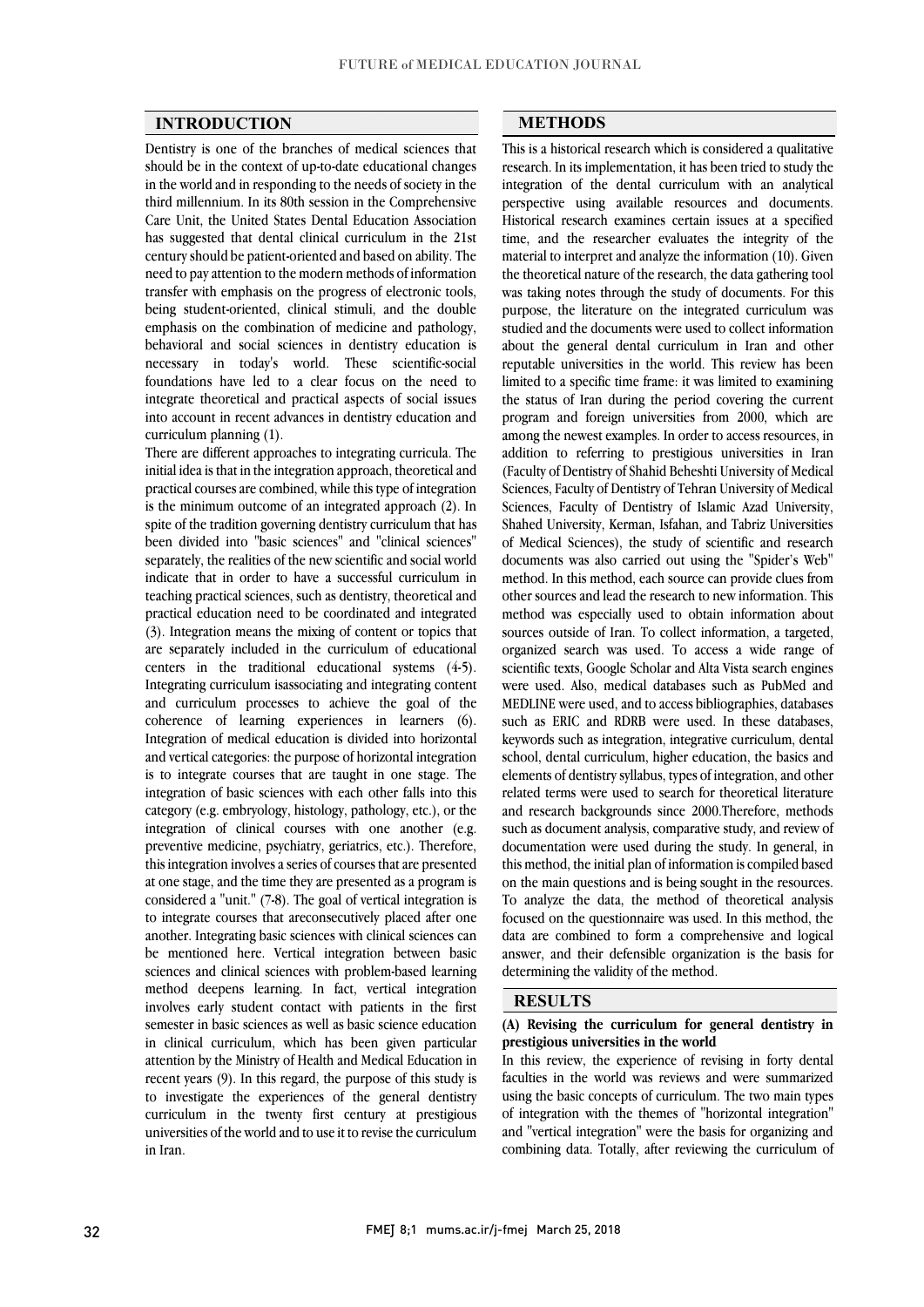## INTRODUCTION

Dentistry is one of the branches of medical sciences that should be in the context of up-to-date educational changes in the world and in responding to the needs of society in the third millennium. In its 80th session in the Comprehensive Care Unit, the United States Dental Education Association has suggested that dental clinical curriculum in the 21st century should be patient-oriented and based on ability. The need to pay attention to the modern methods of information transfer with emphasis on the progress of electronic tools, being student-oriented, clinical stimuli, and the double emphasis on the combination of medicine and pathology, behavioral and social sciences in dentistry education is necessary in today's world. These scientific-social foundations have led to a clear focus on the need to integrate theoretical and practical aspects of social issues into account in recent advances in dentistry education and curriculum planning (1).

There are different approaches to integrating curricula. The initial idea is that in the integration approach, theoretical and practical courses are combined, while this type of integration is the minimum outcome of an integrated approach (2). In spite of the tradition governing dentistry curriculum that has been divided into "basic sciences" and "clinical sciences" separately, the realities of the new scientific and social world indicate that in order to have a successful curriculum in teaching practical sciences, such as dentistry, theoretical and practical education need to be coordinated and integrated (3). Integration means the mixing of content or topics that are separately included in the curriculum of educational centers in the traditional educational systems (4-5). Integrating curriculum isassociating and integrating content and curriculum processes to achieve the goal of the coherence of learning experiences in learners (6). Integration of medical education is divided into horizontal and vertical categories: the purpose of horizontal integration is to integrate courses that are taught in one stage. The integration of basic sciences with each other falls into this category (e.g. embryology, histology, pathology, etc.), or the integration of clinical courses with one another (e.g. preventive medicine, psychiatry, geriatrics, etc.). Therefore, this integration involves a series of courses that are presented at one stage, and the time they are presented as a program is considered a "unit." (7-8). The goal of vertical integration is to integrate courses that areconsecutively placed after one another. Integrating basic sciences with clinical sciences can be mentioned here. Vertical integration between basic sciences and clinical sciences with problem-based learning method deepens learning. In fact, vertical integration involves early student contact with patients in the first semester in basic sciences as well as basic science education in clinical curriculum, which has been given particular attention by the Ministry of Health and Medical Education in recent years (9). In this regard, the purpose of this study is to investigate the experiences of the general dentistry curriculum in the twenty first century at prestigious universities of the world and to use it to revise the curriculum in Iran.

## METHODS

This is a historical research which is considered a qualitative research. In its implementation, it has been tried to study the integration of the dental curriculum with an analytical perspective using available resources and documents. Historical research examines certain issues at a specified time, and the researcher evaluates the integrity of the material to interpret and analyze the information (10). Given the theoretical nature of the research, the data gathering tool was taking notes through the study of documents. For this purpose, the literature on the integrated curriculum was studied and the documents were used to collect information about the general dental curriculum in Iran and other reputable universities in the world. This review has been limited to a specific time frame: it was limited to examining the status of Iran during the period covering the current program and foreign universities from 2000, which are among the newest examples. In order to access resources, in addition to referring to prestigious universities in Iran (Faculty of Dentistry of Shahid Beheshti University of Medical Sciences, Faculty of Dentistry of Tehran University of Medical Sciences, Faculty of Dentistry of Islamic Azad University, Shahed University, Kerman, Isfahan, and Tabriz Universities of Medical Sciences), the study of scientific and research documents was also carried out using the "Spider's Web" method. In this method, each source can provide clues from other sources and lead the research to new information. This method was especially used to obtain information about sources outside of Iran. To collect information, a targeted, organized search was used. To access a wide range of scientific texts, Google Scholar and Alta Vista search engines were used. Also, medical databases such as PubMed and MEDLINE were used, and to access bibliographies, databases such as ERIC and RDRB were used. In these databases, keywords such as integration, integrative curriculum, dental school, dental curriculum, higher education, the basics and elements of dentistry syllabus, types of integration, and other related terms were used to search for theoretical literature and research backgrounds since 2000.Therefore, methods such as document analysis, comparative study, and review of documentation were used during the study. In general, in this method, the initial plan of information is compiled based on the main questions and is being sought in the resources. To analyze the data, the method of theoretical analysis focused on the questionnaire was used. In this method, the data are combined to form a comprehensive and logical answer, and their defensible organization is the basis for determining the validity of the method.

## RESULTS

### (A) Revising the curriculum for general dentistry in prestigious universities in the world

In this review, the experience of revising in forty dental faculties in the world was reviews and were summarized using the basic concepts of curriculum. The two main types of integration with the themes of "horizontal integration" and "vertical integration" were the basis for organizing and combining data. Totally, after reviewing the curriculum of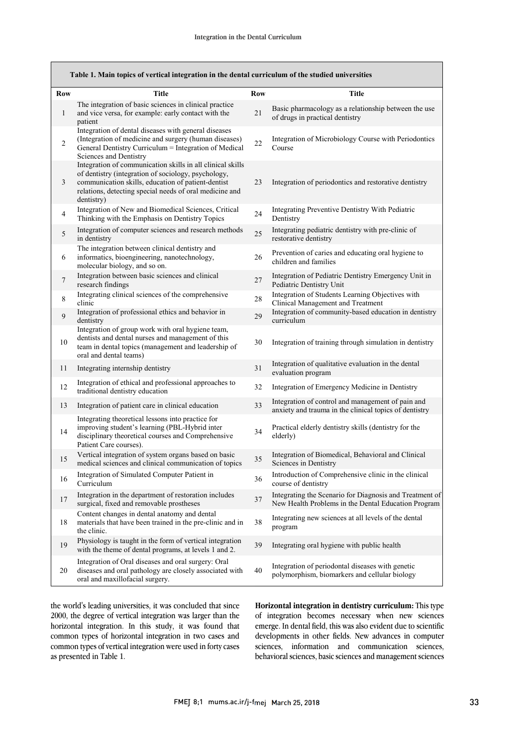**Table 1. Main topics of vertical integration in the dental curriculum of the studied universities**

| Row | Title | Row | Title |
|---|---|---|---|
| 1 | The integration of basic sciences in clinical practice and vice versa, for example: early contact with the patient | 21 | Basic pharmacology as a relationship between the use of drugs in practical dentistry |
| 2 | Integration of dental diseases with general diseases (Integration of medicine and surgery (human diseases) General Dentistry Curriculum = Integration of Medical Sciences and Dentistry | 22 | Integration of Microbiology Course with Periodontics Course |
| 3 | Integration of communication skills in all clinical skills of dentistry (integration of sociology, psychology, communication skills, education of patient-dentist relations, detecting special needs of oral medicine and dentistry) | 23 | Integration of periodontics and restorative dentistry |
| 4 | Integration of New and Biomedical Sciences, Critical Thinking with the Emphasis on Dentistry Topics | 24 | Integrating Preventive Dentistry With Pediatric Dentistry |
| 5 | Integration of computer sciences and research methods in dentistry | 25 | Integrating pediatric dentistry with pre-clinic of restorative dentistry |
| 6 | The integration between clinical dentistry and informatics, bioengineering, nanotechnology, molecular biology, and so on. | 26 | Prevention of caries and educating oral hygiene to children and families |
| 7 | Integration between basic sciences and clinical research findings | 27 | Integration of Pediatric Dentistry Emergency Unit in Pediatric Dentistry Unit |
| 8 | Integrating clinical sciences of the comprehensive clinic | 28 | Integration of Students Learning Objectives with Clinical Management and Treatment |
| 9 | Integration of professional ethics and behavior in dentistry | 29 | Integration of community-based education in dentistry curriculum |
| 10 | Integration of group work with oral hygiene team, dentists and dental nurses and management of this team in dental topics (management and leadership of oral and dental teams) | 30 | Integration of training through simulation in dentistry |
| 11 | Integrating internship dentistry | 31 | Integration of qualitative evaluation in the dental evaluation program |
| 12 | Integration of ethical and professional approaches to traditional dentistry education | 32 | Integration of Emergency Medicine in Dentistry |
| 13 | Integration of patient care in clinical education | 33 | Integration of control and management of pain and anxiety and trauma in the clinical topics of dentistry |
| 14 | Integrating theoretical lessons into practice for improving student's learning (PBL-Hybrid inter disciplinary theoretical courses and Comprehensive Patient Care courses). | 34 | Practical elderly dentistry skills (dentistry for the elderly) |
| 15 | Vertical integration of system organs based on basic medical sciences and clinical communication of topics | 35 | Integration of Biomedical, Behavioral and Clinical Sciences in Dentistry |
| 16 | Integration of Simulated Computer Patient in Curriculum | 36 | Introduction of Comprehensive clinic in the clinical course of dentistry |
| 17 | Integration in the department of restoration includes surgical, fixed and removable prostheses | 37 | Integrating the Scenario for Diagnosis and Treatment of New Health Problems in the Dental Education Program |
| 18 | Content changes in dental anatomy and dental materials that have been trained in the pre-clinic and in the clinic. | 38 | Integrating new sciences at all levels of the dental program |
| 19 | Physiology is taught in the form of vertical integration with the theme of dental programs, at levels 1 and 2. | 39 | Integrating oral hygiene with public health |
| 20 | Integration of Oral diseases and oral surgery: Oral diseases and oral pathology are closely associated with oral and maxillofacial surgery. | 40 | Integration of periodontal diseases with genetic polymorphism, biomarkers and cellular biology |

the world's leading universities, it was concluded that since 2000, the degree of vertical integration was larger than the horizontal integration. In this study, it was found that common types of horizontal integration in two cases and common types of vertical integration were used in forty cases as presented in Table 1.

**Horizontal integration in dentistry curriculum:** This type of integration becomes necessary when new sciences emerge. In dental field, this was also evident due to scientific developments in other fields. New advances in computer sciences, information and communication sciences, behavioral sciences, basic sciences and management sciences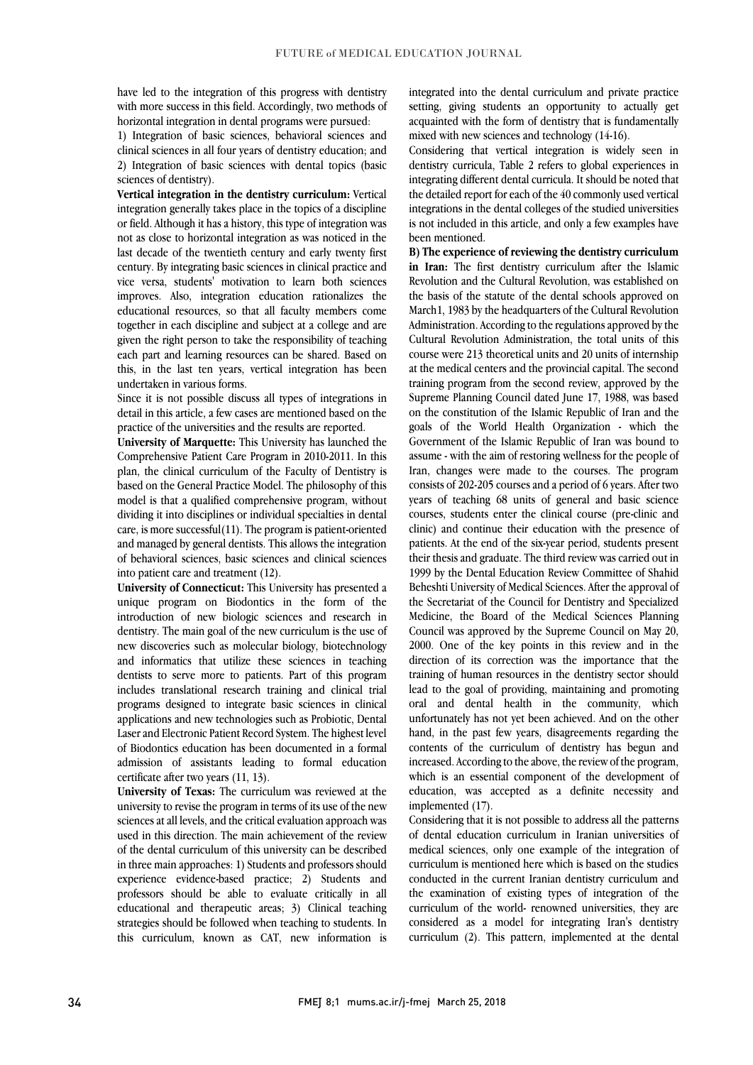have led to the integration of this progress with dentistry with more success in this field. Accordingly, two methods of horizontal integration in dental programs were pursued:

1) Integration of basic sciences, behavioral sciences and clinical sciences in all four years of dentistry education; and 2) Integration of basic sciences with dental topics (basic sciences of dentistry).

**Vertical integration in the dentistry curriculum:** Vertical integration generally takes place in the topics of a discipline or field. Although it has a history, this type of integration was not as close to horizontal integration as was noticed in the last decade of the twentieth century and early twenty first century. By integrating basic sciences in clinical practice and vice versa, students' motivation to learn both sciences improves. Also, integration education rationalizes the educational resources, so that all faculty members come together in each discipline and subject at a college and are given the right person to take the responsibility of teaching each part and learning resources can be shared. Based on this, in the last ten years, vertical integration has been undertaken in various forms.

Since it is not possible discuss all types of integrations in detail in this article, a few cases are mentioned based on the practice of the universities and the results are reported.

**University of Marquette:** This University has launched the Comprehensive Patient Care Program in 2010-2011. In this plan, the clinical curriculum of the Faculty of Dentistry is based on the General Practice Model. The philosophy of this model is that a qualified comprehensive program, without dividing it into disciplines or individual specialties in dental care, is more successful(11). The program is patient-oriented and managed by general dentists. This allows the integration of behavioral sciences, basic sciences and clinical sciences into patient care and treatment (12).

**University of Connecticut:** This University has presented a unique program on Biodontics in the form of the introduction of new biologic sciences and research in dentistry. The main goal of the new curriculum is the use of new discoveries such as molecular biology, biotechnology and informatics that utilize these sciences in teaching dentists to serve more to patients. Part of this program includes translational research training and clinical trial programs designed to integrate basic sciences in clinical applications and new technologies such as Probiotic, Dental Laser and Electronic Patient Record System. The highest level of Biodontics education has been documented in a formal admission of assistants leading to formal education certificate after two years (11, 13).

**University of Texas:** The curriculum was reviewed at the university to revise the program in terms of its use of the new sciences at all levels, and the critical evaluation approach was used in this direction. The main achievement of the review of the dental curriculum of this university can be described in three main approaches: 1) Students and professors should experience evidence-based practice; 2) Students and professors should be able to evaluate critically in all educational and therapeutic areas; 3) Clinical teaching strategies should be followed when teaching to students. In this curriculum, known as CAT, new information is integrated into the dental curriculum and private practice setting, giving students an opportunity to actually get acquainted with the form of dentistry that is fundamentally mixed with new sciences and technology (14-16).

Considering that vertical integration is widely seen in dentistry curricula, Table 2 refers to global experiences in integrating different dental curricula. It should be noted that the detailed report for each of the 40 commonly used vertical integrations in the dental colleges of the studied universities is not included in this article, and only a few examples have been mentioned.

**B) The experience of reviewing the dentistry curriculum in Iran:** The first dentistry curriculum after the Islamic Revolution and the Cultural Revolution, was established on the basis of the statute of the dental schools approved on March1, 1983 by the headquarters of the Cultural Revolution Administration. According to the regulations approved by the Cultural Revolution Administration, the total units of this course were 213 theoretical units and 20 units of internship at the medical centers and the provincial capital. The second training program from the second review, approved by the Supreme Planning Council dated June 17, 1988, was based on the constitution of the Islamic Republic of Iran and the goals of the World Health Organization - which the Government of the Islamic Republic of Iran was bound to assume - with the aim of restoring wellness for the people of Iran, changes were made to the courses. The program consists of 202-205 courses and a period of 6 years. After two years of teaching 68 units of general and basic science courses, students enter the clinical course (pre-clinic and clinic) and continue their education with the presence of patients. At the end of the six-year period, students present their thesis and graduate. The third review was carried out in 1999 by the Dental Education Review Committee of Shahid Beheshti University of Medical Sciences. After the approval of the Secretariat of the Council for Dentistry and Specialized Medicine, the Board of the Medical Sciences Planning Council was approved by the Supreme Council on May 20, 2000. One of the key points in this review and in the direction of its correction was the importance that the training of human resources in the dentistry sector should lead to the goal of providing, maintaining and promoting oral and dental health in the community, which unfortunately has not yet been achieved. And on the other hand, in the past few years, disagreements regarding the contents of the curriculum of dentistry has begun and increased. According to the above, the review of the program, which is an essential component of the development of education, was accepted as a definite necessity and implemented (17).

Considering that it is not possible to address all the patterns of dental education curriculum in Iranian universities of medical sciences, only one example of the integration of curriculum is mentioned here which is based on the studies conducted in the current Iranian dentistry curriculum and the examination of existing types of integration of the curriculum of the world- renowned universities, they are considered as a model for integrating Iran's dentistry curriculum (2). This pattern, implemented at the dental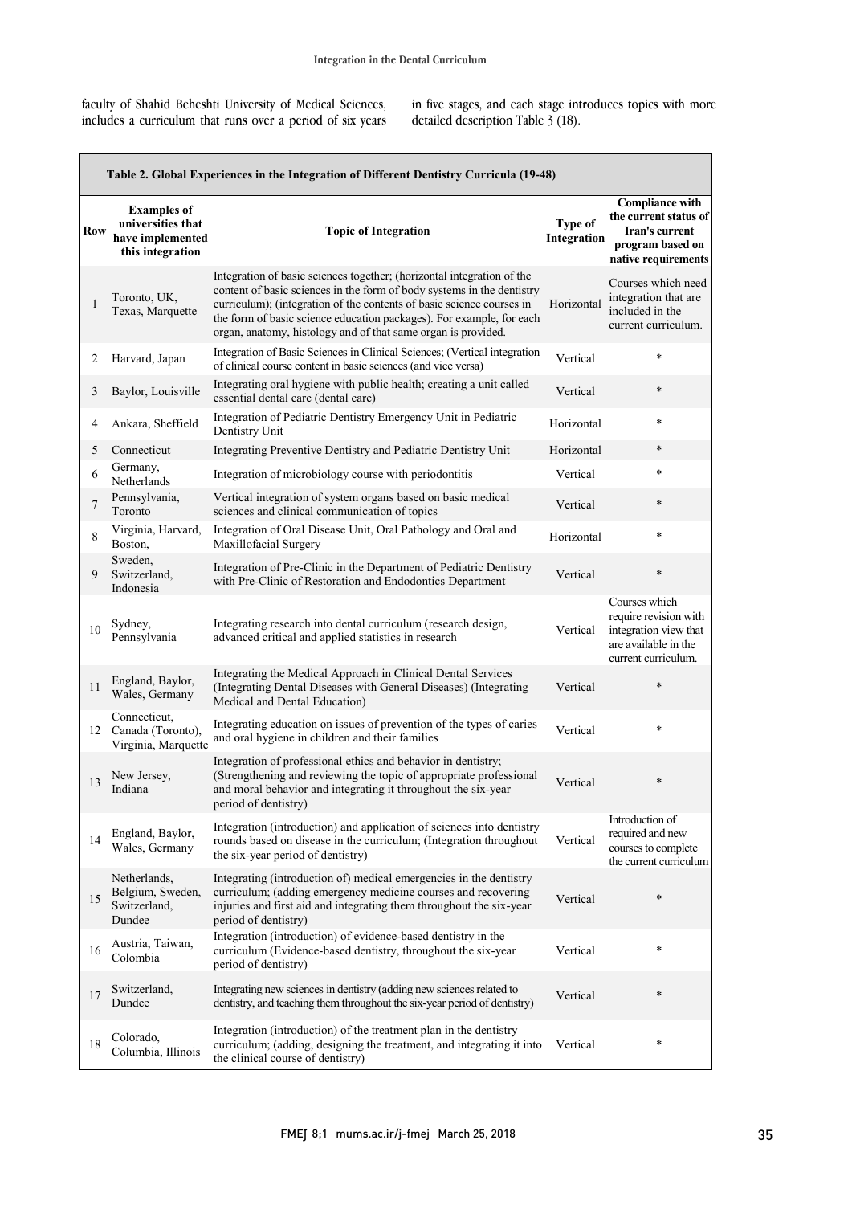faculty of Shahid Beheshti University of Medical Sciences, includes a curriculum that runs over a period of six years in five stages, and each stage introduces topics with more detailed description Table 3 (18).

**Table 2. Global Experiences in the Integration of Different Dentistry Curricula (19-48)**

| Row | Examples of universities that have implemented this integration | Topic of Integration | Type of Integration | Compliance with the current status of Iran's current program based on native requirements |
|---|---|---|---|---|
| 1 | Toronto, UK, Texas, Marquette | Integration of basic sciences together; (horizontal integration of the content of basic sciences in the form of body systems in the dentistry curriculum); (integration of the contents of basic science courses in the form of basic science education packages). For example, for each organ, anatomy, histology and of that same organ is provided. | Horizontal | Courses which need integration that are included in the current curriculum. |
| 2 | Harvard, Japan | Integration of Basic Sciences in Clinical Sciences; (Vertical integration of clinical course content in basic sciences (and vice versa) | Vertical | * |
| 3 | Baylor, Louisville | Integrating oral hygiene with public health; creating a unit called essential dental care (dental care) | Vertical | * |
| 4 | Ankara, Sheffield | Integration of Pediatric Dentistry Emergency Unit in Pediatric Dentistry Unit | Horizontal | * |
| 5 | Connecticut | Integrating Preventive Dentistry and Pediatric Dentistry Unit | Horizontal | * |
| 6 | Germany, Netherlands | Integration of microbiology course with periodontitis | Vertical | * |
| 7 | Pennsylvania, Toronto | Vertical integration of system organs based on basic medical sciences and clinical communication of topics | Vertical | * |
| 8 | Virginia, Harvard, Boston, | Integration of Oral Disease Unit, Oral Pathology and Oral and Maxillofacial Surgery | Horizontal | * |
| 9 | Sweden, Switzerland, Indonesia | Integration of Pre-Clinic in the Department of Pediatric Dentistry with Pre-Clinic of Restoration and Endodontics Department | Vertical | * |
| 10 | Sydney, Pennsylvania | Integrating research into dental curriculum (research design, advanced critical and applied statistics in research | Vertical | Courses which require revision with integration view that are available in the current curriculum. |
| 11 | England, Baylor, Wales, Germany | Integrating the Medical Approach in Clinical Dental Services (Integrating Dental Diseases with General Diseases) (Integrating Medical and Dental Education) | Vertical | * |
| 12 | Connecticut, Canada (Toronto), Virginia, Marquette | Integrating education on issues of prevention of the types of caries and oral hygiene in children and their families | Vertical | * |
| 13 | New Jersey, Indiana | Integration of professional ethics and behavior in dentistry; (Strengthening and reviewing the topic of appropriate professional and moral behavior and integrating it throughout the six-year period of dentistry) | Vertical | * |
| 14 | England, Baylor, Wales, Germany | Integration (introduction) and application of sciences into dentistry rounds based on disease in the curriculum; (Integration throughout the six-year period of dentistry) | Vertical | Introduction of required and new courses to complete the current curriculum |
| 15 | Netherlands, Belgium, Sweden, Switzerland, Dundee | Integrating (introduction of) medical emergencies in the dentistry curriculum; (adding emergency medicine courses and recovering injuries and first aid and integrating them throughout the six-year period of dentistry) | Vertical | * |
| 16 | Austria, Taiwan, Colombia | Integration (introduction) of evidence-based dentistry in the curriculum (Evidence-based dentistry, throughout the six-year period of dentistry) | Vertical | * |
| 17 | Switzerland, Dundee | Integrating new sciences in dentistry (adding new sciences related to dentistry, and teaching them throughout the six-year period of dentistry) | Vertical | * |
| 18 | Colorado, Columbia, Illinois | Integration (introduction) of the treatment plan in the dentistry curriculum; (adding, designing the treatment, and integrating it into the clinical course of dentistry) | Vertical | * |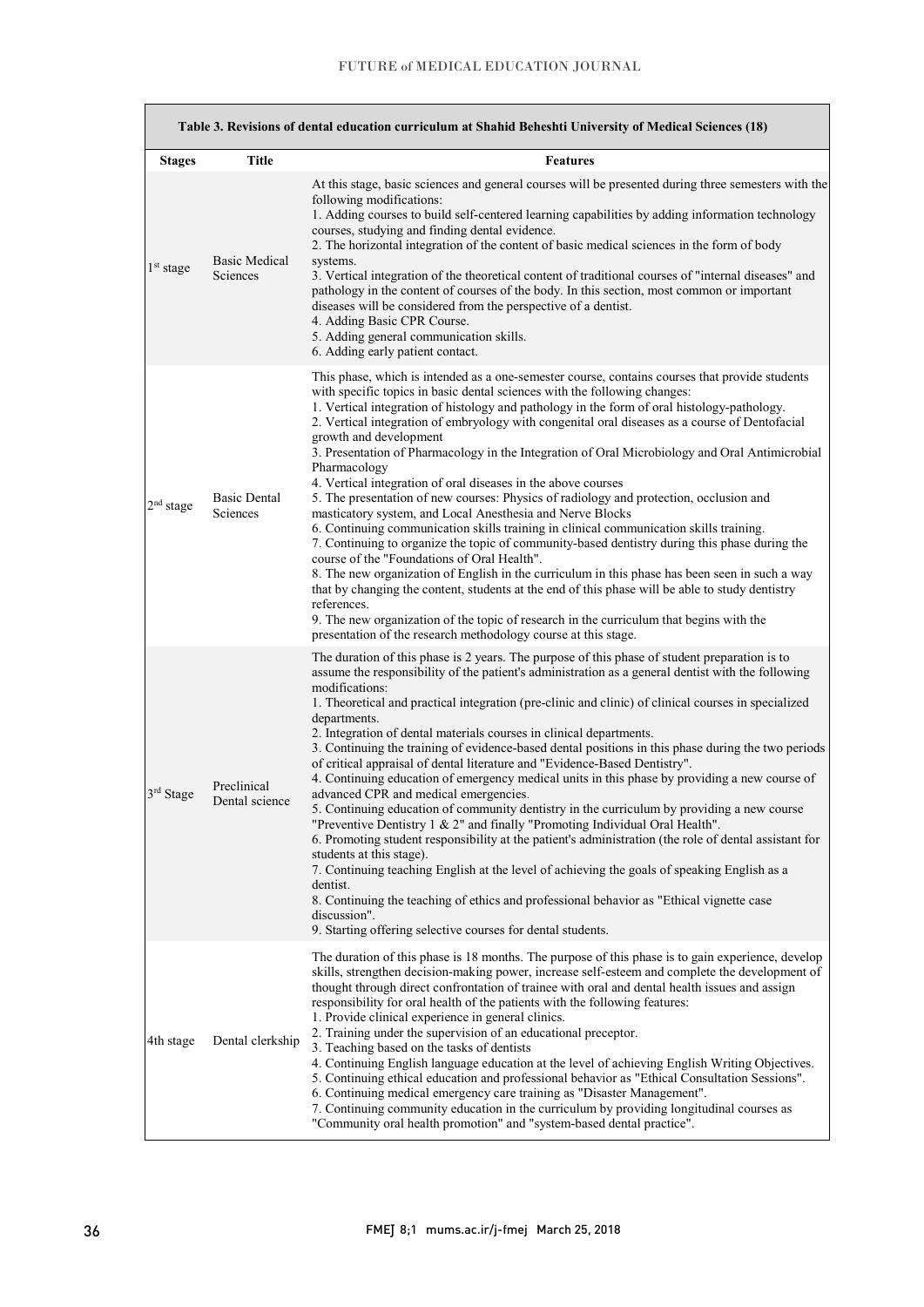**Table 3. Revisions of dental education curriculum at Shahid Beheshti University of Medical Sciences (18)**

| Stages | Title | Features |
|---|---|---|
| 1st stage | Basic Medical Sciences | At this stage, basic sciences and general courses will be presented during three semesters with the following modifications:<br>1. Adding courses to build self-centered learning capabilities by adding information technology courses, studying and finding dental evidence.<br>2. The horizontal integration of the content of basic medical sciences in the form of body systems.<br>3. Vertical integration of the theoretical content of traditional courses of "internal diseases" and pathology in the content of courses of the body. In this section, most common or important diseases will be considered from the perspective of a dentist.<br>4. Adding Basic CPR Course.<br>5. Adding general communication skills.<br>6. Adding early patient contact. |
| 2nd stage | Basic Dental Sciences | This phase, which is intended as a one-semester course, contains courses that provide students with specific topics in basic dental sciences with the following changes:<br>1. Vertical integration of histology and pathology in the form of oral histology-pathology.<br>2. Vertical integration of embryology with congenital oral diseases as a course of Dentofacial growth and development<br>3. Presentation of Pharmacology in the Integration of Oral Microbiology and Oral Antimicrobial Pharmacology<br>4. Vertical integration of oral diseases in the above courses<br>5. The presentation of new courses: Physics of radiology and protection, occlusion and masticatory system, and Local Anesthesia and Nerve Blocks<br>6. Continuing communication skills training in clinical communication skills training.<br>7. Continuing to organize the topic of community-based dentistry during this phase during the course of the "Foundations of Oral Health".<br>8. The new organization of English in the curriculum in this phase has been seen in such a way that by changing the content, students at the end of this phase will be able to study dentistry references.<br>9. The new organization of the topic of research in the curriculum that begins with the presentation of the research methodology course at this stage. |
| 3rd Stage | Preclinical Dental science | The duration of this phase is 2 years. The purpose of this phase of student preparation is to assume the responsibility of the patient's administration as a general dentist with the following modifications:<br>1. Theoretical and practical integration (pre-clinic and clinic) of clinical courses in specialized departments.<br>2. Integration of dental materials courses in clinical departments.<br>3. Continuing the training of evidence-based dental positions in this phase during the two periods of critical appraisal of dental literature and "Evidence-Based Dentistry".<br>4. Continuing education of emergency medical units in this phase by providing a new course of advanced CPR and medical emergencies.<br>5. Continuing education of community dentistry in the curriculum by providing a new course "Preventive Dentistry 1 & 2" and finally "Promoting Individual Oral Health".<br>6. Promoting student responsibility at the patient's administration (the role of dental assistant for students at this stage).<br>7. Continuing teaching English at the level of achieving the goals of speaking English as a dentist.<br>8. Continuing the teaching of ethics and professional behavior as "Ethical vignette case discussion".<br>9. Starting offering selective courses for dental students. |
| 4th stage | Dental clerkship | The duration of this phase is 18 months. The purpose of this phase is to gain experience, develop skills, strengthen decision-making power, increase self-esteem and complete the development of thought through direct confrontation of trainee with oral and dental health issues and assign responsibility for oral health of the patients with the following features:<br>1. Provide clinical experience in general clinics.<br>2. Training under the supervision of an educational preceptor.<br>3. Teaching based on the tasks of dentists<br>4. Continuing English language education at the level of achieving English Writing Objectives.<br>5. Continuing ethical education and professional behavior as "Ethical Consultation Sessions".<br>6. Continuing medical emergency care training as "Disaster Management".<br>7. Continuing community education in the curriculum by providing longitudinal courses as "Community oral health promotion" and "system-based dental practice". |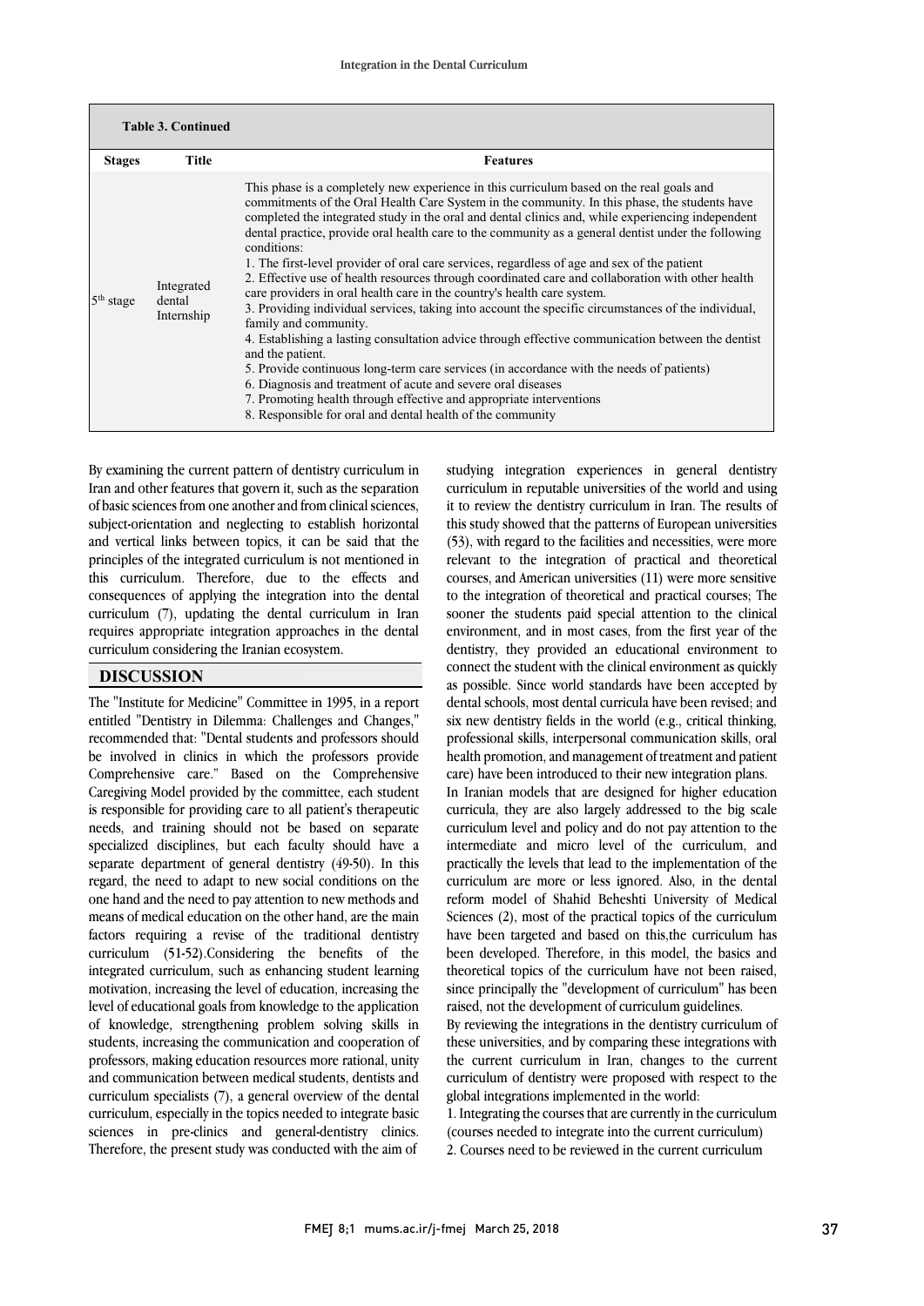**Table 3. Continued**

| Stages | Title | Features |
|---|---|---|
| 5th stage | Integrated dental Internship | This phase is a completely new experience in this curriculum based on the real goals and commitments of the Oral Health Care System in the community. In this phase, the students have completed the integrated study in the oral and dental clinics and, while experiencing independent dental practice, provide oral health care to the community as a general dentist under the following conditions:<br>1. The first-level provider of oral care services, regardless of age and sex of the patient<br>2. Effective use of health resources through coordinated care and collaboration with other health care providers in oral health care in the country's health care system.<br>3. Providing individual services, taking into account the specific circumstances of the individual, family and community.<br>4. Establishing a lasting consultation advice through effective communication between the dentist and the patient.<br>5. Provide continuous long-term care services (in accordance with the needs of patients)<br>6. Diagnosis and treatment of acute and severe oral diseases<br>7. Promoting health through effective and appropriate interventions<br>8. Responsible for oral and dental health of the community |

By examining the current pattern of dentistry curriculum in Iran and other features that govern it, such as the separation of basic sciences from one another and from clinical sciences, subject-orientation and neglecting to establish horizontal and vertical links between topics, it can be said that the principles of the integrated curriculum is not mentioned in this curriculum. Therefore, due to the effects and consequences of applying the integration into the dental curriculum (7), updating the dental curriculum in Iran requires appropriate integration approaches in the dental curriculum considering the Iranian ecosystem.

## DISCUSSION

The "Institute for Medicine" Committee in 1995, in a report entitled "Dentistry in Dilemma: Challenges and Changes," recommended that: "Dental students and professors should be involved in clinics in which the professors provide Comprehensive care." Based on the Comprehensive Caregiving Model provided by the committee, each student is responsible for providing care to all patient's therapeutic needs, and training should not be based on separate specialized disciplines, but each faculty should have a separate department of general dentistry (49-50). In this regard, the need to adapt to new social conditions on the one hand and the need to pay attention to new methods and means of medical education on the other hand, are the main factors requiring a revise of the traditional dentistry curriculum (51-52).Considering the benefits of the integrated curriculum, such as enhancing student learning motivation, increasing the level of education, increasing the level of educational goals from knowledge to the application of knowledge, strengthening problem solving skills in students, increasing the communication and cooperation of professors, making education resources more rational, unity and communication between medical students, dentists and curriculum specialists (7), a general overview of the dental curriculum, especially in the topics needed to integrate basic sciences in pre-clinics and general-dentistry clinics. Therefore, the present study was conducted with the aim of studying integration experiences in general dentistry curriculum in reputable universities of the world and using it to review the dentistry curriculum in Iran. The results of this study showed that the patterns of European universities (53), with regard to the facilities and necessities, were more relevant to the integration of practical and theoretical courses, and American universities (11) were more sensitive to the integration of theoretical and practical courses; The sooner the students paid special attention to the clinical environment, and in most cases, from the first year of the dentistry, they provided an educational environment to connect the student with the clinical environment as quickly as possible. Since world standards have been accepted by dental schools, most dental curricula have been revised; and six new dentistry fields in the world (e.g., critical thinking, professional skills, interpersonal communication skills, oral health promotion, and management of treatment and patient care) have been introduced to their new integration plans.

In Iranian models that are designed for higher education curricula, they are also largely addressed to the big scale curriculum level and policy and do not pay attention to the intermediate and micro level of the curriculum, and practically the levels that lead to the implementation of the curriculum are more or less ignored. Also, in the dental reform model of Shahid Beheshti University of Medical Sciences (2), most of the practical topics of the curriculum have been targeted and based on this,the curriculum has been developed. Therefore, in this model, the basics and theoretical topics of the curriculum have not been raised, since principally the "development of curriculum" has been raised, not the development of curriculum guidelines.

By reviewing the integrations in the dentistry curriculum of these universities, and by comparing these integrations with the current curriculum in Iran, changes to the current curriculum of dentistry were proposed with respect to the global integrations implemented in the world:

1. Integrating the courses that are currently in the curriculum (courses needed to integrate into the current curriculum)
2. Courses need to be reviewed in the current curriculum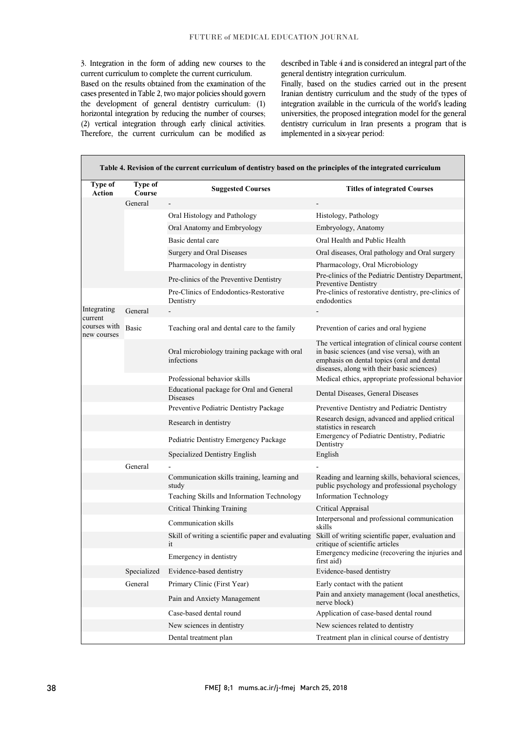3. Integration in the form of adding new courses to the current curriculum to complete the current curriculum.

Based on the results obtained from the examination of the cases presented in Table 2, two major policies should govern the development of general dentistry curriculum: (1) horizontal integration by reducing the number of courses; (2) vertical integration through early clinical activities. Therefore, the current curriculum can be modified as described in Table 4 and is considered an integral part of the general dentistry integration curriculum.

Finally, based on the studies carried out in the present Iranian dentistry curriculum and the study of the types of integration available in the curricula of the world's leading universities, the proposed integration model for the general dentistry curriculum in Iran presents a program that is implemented in a six-year period:

**Table 4. Revision of the current curriculum of dentistry based on the principles of the integrated curriculum**

| Type of Action | Type of Course | Suggested Courses | Titles of integrated Courses |
|---|---|---|---|
| | General | - | - |
| | | Oral Histology and Pathology | Histology, Pathology |
| | | Oral Anatomy and Embryology | Embryology, Anatomy |
| | | Basic dental care | Oral Health and Public Health |
| | | Surgery and Oral Diseases | Oral diseases, Oral pathology and Oral surgery |
| | | Pharmacology in dentistry | Pharmacology, Oral Microbiology |
| | | Pre-clinics of the Preventive Dentistry | Pre-clinics of the Pediatric Dentistry Department, Preventive Dentistry |
| | | Pre-Clinics of Endodontics-Restorative Dentistry | Pre-clinics of restorative dentistry, pre-clinics of endodontics |
| Integrating current courses with new courses | General | - | - |
| | Basic | Teaching oral and dental care to the family | Prevention of caries and oral hygiene |
| | | Oral microbiology training package with oral infections | The vertical integration of clinical course content in basic sciences (and vise versa), with an emphasis on dental topics (oral and dental diseases, along with their basic sciences) |
| | | Professional behavior skills | Medical ethics, appropriate professional behavior |
| | | Educational package for Oral and General Diseases | Dental Diseases, General Diseases |
| | | Preventive Pediatric Dentistry Package | Preventive Dentistry and Pediatric Dentistry |
| | | Research in dentistry | Research design, advanced and applied critical statistics in research |
| | | Pediatric Dentistry Emergency Package | Emergency of Pediatric Dentistry, Pediatric Dentistry |
| | | Specialized Dentistry English | English |
| | General | - | - |
| | | Communication skills training, learning and study | Reading and learning skills, behavioral sciences, public psychology and professional psychology |
| | | Teaching Skills and Information Technology | Information Technology |
| | | Critical Thinking Training | Critical Appraisal |
| | | Communication skills | Interpersonal and professional communication skills |
| | | Skill of writing a scientific paper and evaluating it | Skill of writing scientific paper, evaluation and critique of scientific articles |
| | | Emergency in dentistry | Emergency medicine (recovering the injuries and first aid) |
| | Specialized | Evidence-based dentistry | Evidence-based dentistry |
| | General | Primary Clinic (First Year) | Early contact with the patient |
| | | Pain and Anxiety Management | Pain and anxiety management (local anesthetics, nerve block) |
| | | Case-based dental round | Application of case-based dental round |
| | | New sciences in dentistry | New sciences related to dentistry |
| | | Dental treatment plan | Treatment plan in clinical course of dentistry |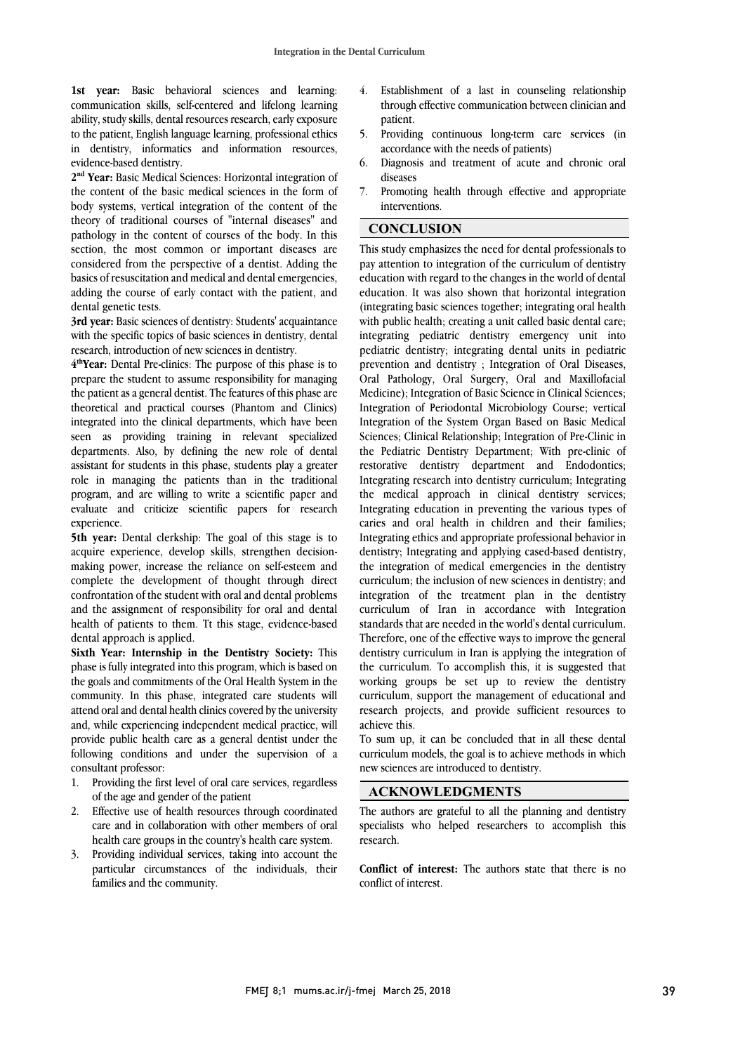**1st year:** Basic behavioral sciences and learning: communication skills, self-centered and lifelong learning ability, study skills, dental resources research, early exposure to the patient, English language learning, professional ethics in dentistry, informatics and information resources, evidence-based dentistry.

**2nd Year:** Basic Medical Sciences: Horizontal integration of the content of the basic medical sciences in the form of body systems, vertical integration of the content of the theory of traditional courses of "internal diseases" and pathology in the content of courses of the body. In this section, the most common or important diseases are considered from the perspective of a dentist. Adding the basics of resuscitation and medical and dental emergencies, adding the course of early contact with the patient, and dental genetic tests.

**3rd year:** Basic sciences of dentistry: Students' acquaintance with the specific topics of basic sciences in dentistry, dental research, introduction of new sciences in dentistry.

**4thYear:** Dental Pre-clinics: The purpose of this phase is to prepare the student to assume responsibility for managing the patient as a general dentist. The features of this phase are theoretical and practical courses (Phantom and Clinics) integrated into the clinical departments, which have been seen as providing training in relevant specialized departments. Also, by defining the new role of dental assistant for students in this phase, students play a greater role in managing the patients than in the traditional program, and are willing to write a scientific paper and evaluate and criticize scientific papers for research experience.

**5th year:** Dental clerkship: The goal of this stage is to acquire experience, develop skills, strengthen decision-making power, increase the reliance on self-esteem and complete the development of thought through direct confrontation of the student with oral and dental problems and the assignment of responsibility for oral and dental health of patients to them. Tt this stage, evidence-based dental approach is applied.

**Sixth Year: Internship in the Dentistry Society:** This phase is fully integrated into this program, which is based on the goals and commitments of the Oral Health System in the community. In this phase, integrated care students will attend oral and dental health clinics covered by the university and, while experiencing independent medical practice, will provide public health care as a general dentist under the following conditions and under the supervision of a consultant professor:

1. Providing the first level of oral care services, regardless of the age and gender of the patient
2. Effective use of health resources through coordinated care and in collaboration with other members of oral health care groups in the country's health care system.
3. Providing individual services, taking into account the particular circumstances of the individuals, their families and the community.
4. Establishment of a last in counseling relationship through effective communication between clinician and patient.
5. Providing continuous long-term care services (in accordance with the needs of patients)
6. Diagnosis and treatment of acute and chronic oral diseases
7. Promoting health through effective and appropriate interventions.

## CONCLUSION

This study emphasizes the need for dental professionals to pay attention to integration of the curriculum of dentistry education with regard to the changes in the world of dental education. It was also shown that horizontal integration (integrating basic sciences together; integrating oral health with public health; creating a unit called basic dental care; integrating pediatric dentistry emergency unit into pediatric dentistry; integrating dental units in pediatric prevention and dentistry ; Integration of Oral Diseases, Oral Pathology, Oral Surgery, Oral and Maxillofacial Medicine); Integration of Basic Science in Clinical Sciences; Integration of Periodontal Microbiology Course; vertical Integration of the System Organ Based on Basic Medical Sciences; Clinical Relationship; Integration of Pre-Clinic in the Pediatric Dentistry Department; With pre-clinic of restorative dentistry department and Endodontics; Integrating research into dentistry curriculum; Integrating the medical approach in clinical dentistry services; Integrating education in preventing the various types of caries and oral health in children and their families; Integrating ethics and appropriate professional behavior in dentistry; Integrating and applying cased-based dentistry, the integration of medical emergencies in the dentistry curriculum; the inclusion of new sciences in dentistry; and integration of the treatment plan in the dentistry curriculum of Iran in accordance with Integration standards that are needed in the world's dental curriculum. Therefore, one of the effective ways to improve the general dentistry curriculum in Iran is applying the integration of the curriculum. To accomplish this, it is suggested that working groups be set up to review the dentistry curriculum, support the management of educational and research projects, and provide sufficient resources to achieve this.

To sum up, it can be concluded that in all these dental curriculum models, the goal is to achieve methods in which new sciences are introduced to dentistry.

## ACKNOWLEDGMENTS

The authors are grateful to all the planning and dentistry specialists who helped researchers to accomplish this research.

**Conflict of interest:** The authors state that there is no conflict of interest.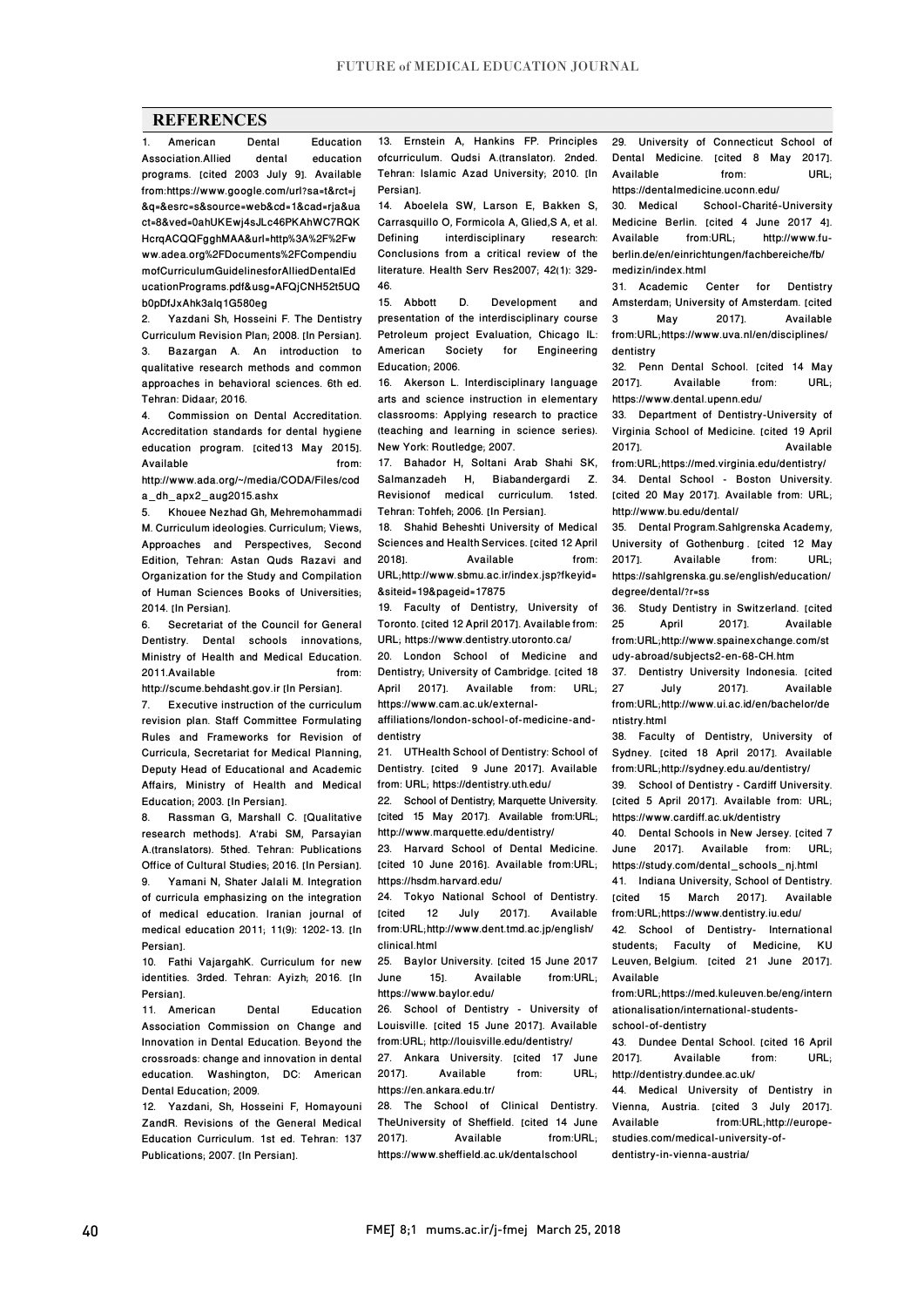## REFERENCES

1. American Dental Education Association.Allied dental education programs. [cited 2003 July 9]. Available from:https://www.google.com/url?sa=t&rct=j&q=&esrc=s&source=web&cd=1&cad=rja&uact=8&ved=0ahUKEwj4sJLc46PKAhWC7RQKHcrqACQQFgghMAA&url=http%3A%2F%2Fwww.adea.org%2FDocuments%2FCompendiumofCurriculumGuidelinesforAlliedDentalEducationPrograms.pdf&usg=AFQjCNH52t5UQb0pDfJxAhk3alq1G580eg
2. Yazdani Sh, Hosseini F. The Dentistry Curriculum Revision Plan; 2008. [In Persian].
3. Bazargan A. An introduction to qualitative research methods and common approaches in behavioral sciences. 6th ed. Tehran: Didaar; 2016.
4. Commission on Dental Accreditation. Accreditation standards for dental hygiene education program. [cited13 May 2015]. Available from: http://www.ada.org/~/media/CODA/Files/coda_dh_apx2_aug2015.ashx
5. Khouee Nezhad Gh, Mehremohammadi M. Curriculum ideologies. Curriculum; Views, Approaches and Perspectives, Second Edition, Tehran: Astan Quds Razavi and Organization for the Study and Compilation of Human Sciences Books of Universities; 2014. [In Persian].
6. Secretariat of the Council for General Dentistry. Dental schools innovations, Ministry of Health and Medical Education. 2011.Available from: http://scume.behdasht.gov.ir [In Persian].
7. Executive instruction of the curriculum revision plan. Staff Committee Formulating Rules and Frameworks for Revision of Curricula, Secretariat for Medical Planning, Deputy Head of Educational and Academic Affairs, Ministry of Health and Medical Education; 2003. [In Persian].
8. Rassman G, Marshall C. [Qualitative research methods]. A'rabi SM, Parsayian A.(translators). 5thed. Tehran: Publications Office of Cultural Studies; 2016. [In Persian].
9. Yamani N, Shater Jalali M. Integration of curricula emphasizing on the integration of medical education. Iranian journal of medical education 2011; 11(9): 1202-13. [In Persian].
10. Fathi VajargahK. Curriculum for new identities. 3rded. Tehran: Ayizh; 2016. [In Persian].
11. American Dental Education Association Commission on Change and Innovation in Dental Education. Beyond the crossroads: change and innovation in dental education. Washington, DC: American Dental Education; 2009.
12. Yazdani, Sh, Hosseini F, Homayouni ZandR. Revisions of the General Medical Education Curriculum. 1st ed. Tehran: 137 Publications; 2007. [In Persian].
13. Ernstein A, Hankins FP. Principles ofcurriculum. Qudsi A.(translator). 2nded. Tehran: Islamic Azad University; 2010. [In Persian].
14. Aboelela SW, Larson E, Bakken S, Carrasquillo O, Formicola A, Glied,S A, et al. Defining interdisciplinary research: Conclusions from a critical review of the literature. Health Serv Res2007; 42(1): 329-46.
15. Abbott D. Development and presentation of the interdisciplinary course Petroleum project Evaluation, Chicago IL: American Society for Engineering Education; 2006.
16. Akerson L. Interdisciplinary language arts and science instruction in elementary classrooms: Applying research to practice (teaching and learning in science series). New York: Routledge; 2007.
17. Bahador H, Soltani Arab Shahi SK, Salmanzadeh H, Biabandergardi Z. Revisionof medical curriculum. 1sted. Tehran: Tohfeh; 2006. [In Persian].
18. Shahid Beheshti University of Medical Sciences and Health Services. [cited 12 April 2018]. Available from: URL;http://www.sbmu.ac.ir/index.jsp?fkeyid=&siteid=19&pageid=17875
19. Faculty of Dentistry, University of Toronto. [cited 12 April 2017]. Available from: URL; https://www.dentistry.utoronto.ca/
20. London School of Medicine and Dentistry; University of Cambridge. [cited 18 April 2017]. Available from: URL; https://www.cam.ac.uk/external-affiliations/london-school-of-medicine-and-dentistry
21. UTHealth School of Dentistry: School of Dentistry. [cited 9 June 2017]. Available from: URL; https://dentistry.uth.edu/
22. School of Dentistry; Marquette University. [cited 15 May 2017]. Available from:URL; http://www.marquette.edu/dentistry/
23. Harvard School of Dental Medicine. [cited 10 June 2016]. Available from:URL; https://hsdm.harvard.edu/
24. Tokyo National School of Dentistry. [cited 12 July 2017]. Available from:URL;http://www.dent.tmd.ac.jp/english/clinical.html
25. Baylor University. [cited 15 June 2017 June 15]. Available from:URL; https://www.baylor.edu/
26. School of Dentistry - University of Louisville. [cited 15 June 2017]. Available from:URL; http://louisville.edu/dentistry/
27. Ankara University. [cited 17 June 2017]. Available from: URL; https://en.ankara.edu.tr/
28. The School of Clinical Dentistry. TheUniversity of Sheffield. [cited 14 June 2017]. Available from:URL; https://www.sheffield.ac.uk/dentalschool
29. University of Connecticut School of Dental Medicine. [cited 8 May 2017]. Available from: URL; https://dentalmedicine.uconn.edu/
30. Medical School-Charité-University Medicine Berlin. [cited 4 June 2017 4]. Available from:URL; http://www.fu-berlin.de/en/einrichtungen/fachbereiche/fb/medizin/index.html
31. Academic Center for Dentistry Amsterdam; University of Amsterdam. [cited 3 May 2017]. Available from:URL;https://www.uva.nl/en/disciplines/dentistry
32. Penn Dental School. [cited 14 May 2017]. Available from: URL; https://www.dental.upenn.edu/
33. Department of Dentistry-University of Virginia School of Medicine. [cited 19 April 2017]. Available from:URL;https://med.virginia.edu/dentistry/
34. Dental School - Boston University. [cited 20 May 2017]. Available from: URL; http://www.bu.edu/dental/
35. Dental Program.Sahlgrenska Academy, University of Gothenburg . [cited 12 May 2017]. Available from: URL; https://sahlgrenska.gu.se/english/education/degree/dental/?r=ss
36. Study Dentistry in Switzerland. [cited 25 April 2017]. Available from:URL;http://www.spainexchange.com/study-abroad/subjects2-en-68-CH.htm
37. Dentistry University Indonesia. [cited 27 July 2017]. Available from:URL;http://www.ui.ac.id/en/bachelor/dentistry.html
38. Faculty of Dentistry, University of Sydney. [cited 18 April 2017]. Available from:URL;http://sydney.edu.au/dentistry/
39. School of Dentistry - Cardiff University. [cited 5 April 2017]. Available from: URL; https://www.cardiff.ac.uk/dentistry
40. Dental Schools in New Jersey. [cited 7 June 2017]. Available from: URL; https://study.com/dental_schools_nj.html
41. Indiana University, School of Dentistry. [cited 15 March 2017]. Available from:URL;https://www.dentistry.iu.edu/
42. School of Dentistry- International students; Faculty of Medicine, KU Leuven, Belgium. [cited 21 June 2017]. Available from:URL;https://med.kuleuven.be/eng/internationalisation/international-students-school-of-dentistry
43. Dundee Dental School. [cited 16 April 2017]. Available from: URL; http://dentistry.dundee.ac.uk/
44. Medical University of Dentistry in Vienna, Austria. [cited 3 July 2017]. Available from:URL;http://europe-studies.com/medical-university-of-dentistry-in-vienna-austria/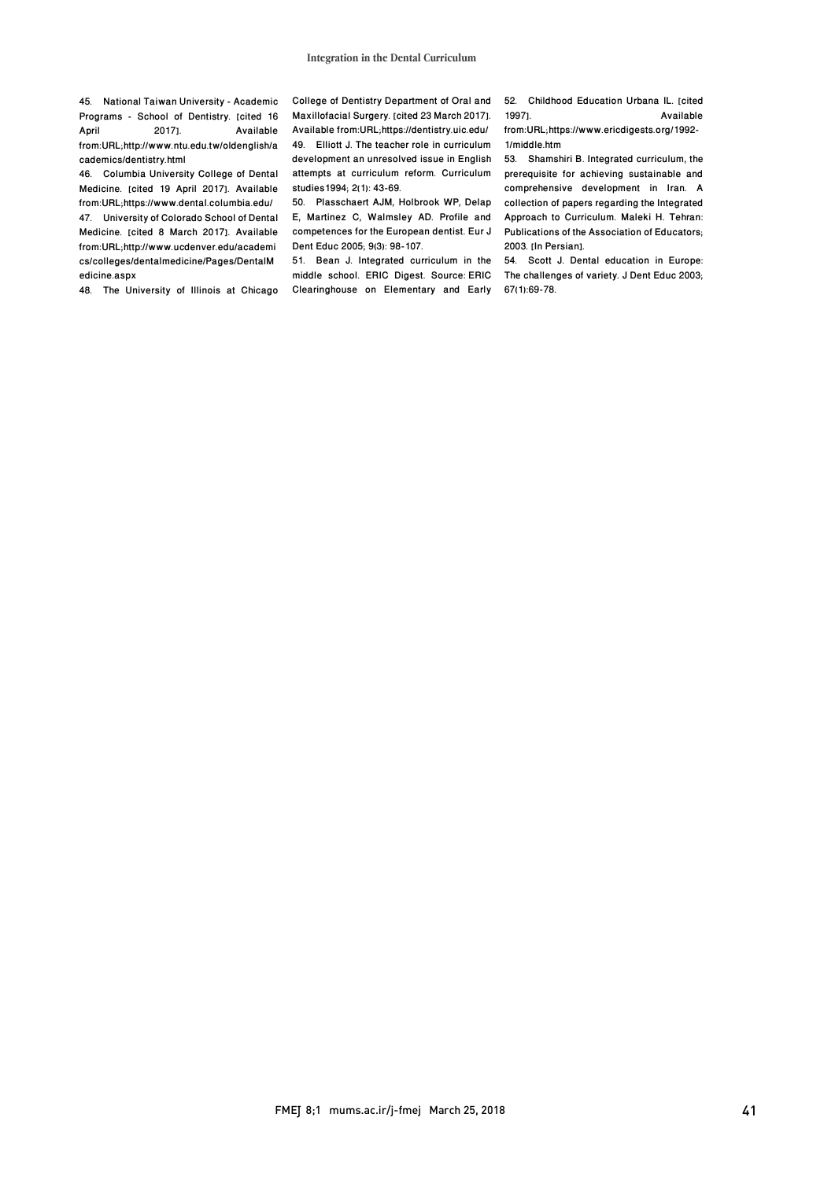45. National Taiwan University - Academic Programs - School of Dentistry. [cited 16 April 2017]. Available from:URL;http://www.ntu.edu.tw/oldenglish/academics/dentistry.html

46. Columbia University College of Dental Medicine. [cited 19 April 2017]. Available from:URL;https://www.dental.columbia.edu/

47. University of Colorado School of Dental Medicine. [cited 8 March 2017]. Available from:URL;http://www.ucdenver.edu/academics/colleges/dentalmedicine/Pages/DentalMedicine.aspx

48. The University of Illinois at Chicago College of Dentistry Department of Oral and Maxillofacial Surgery. [cited 23 March 2017]. Available from:URL;https://dentistry.uic.edu/

49. Elliott J. The teacher role in curriculum development an unresolved issue in English attempts at curriculum reform. Curriculum studies1994; 2(1): 43-69.

50. Plasschaert AJM, Holbrook WP, Delap E, Martinez C, Walmsley AD. Profile and competences for the European dentist. Eur J Dent Educ 2005; 9(3): 98-107.

51. Bean J. Integrated curriculum in the middle school. ERIC Digest. Source: ERIC Clearinghouse on Elementary and Early Childhood Education Urbana IL. [cited 1997]. Available from:URL;https://www.ericdigests.org/1992-1/middle.htm

53. Shamshiri B. Integrated curriculum, the prerequisite for achieving sustainable and comprehensive development in Iran. A collection of papers regarding the Integrated Approach to Curriculum. Maleki H. Tehran: Publications of the Association of Educators; 2003. [In Persian].

54. Scott J. Dental education in Europe: The challenges of variety. J Dent Educ 2003; 67(1):69-78.